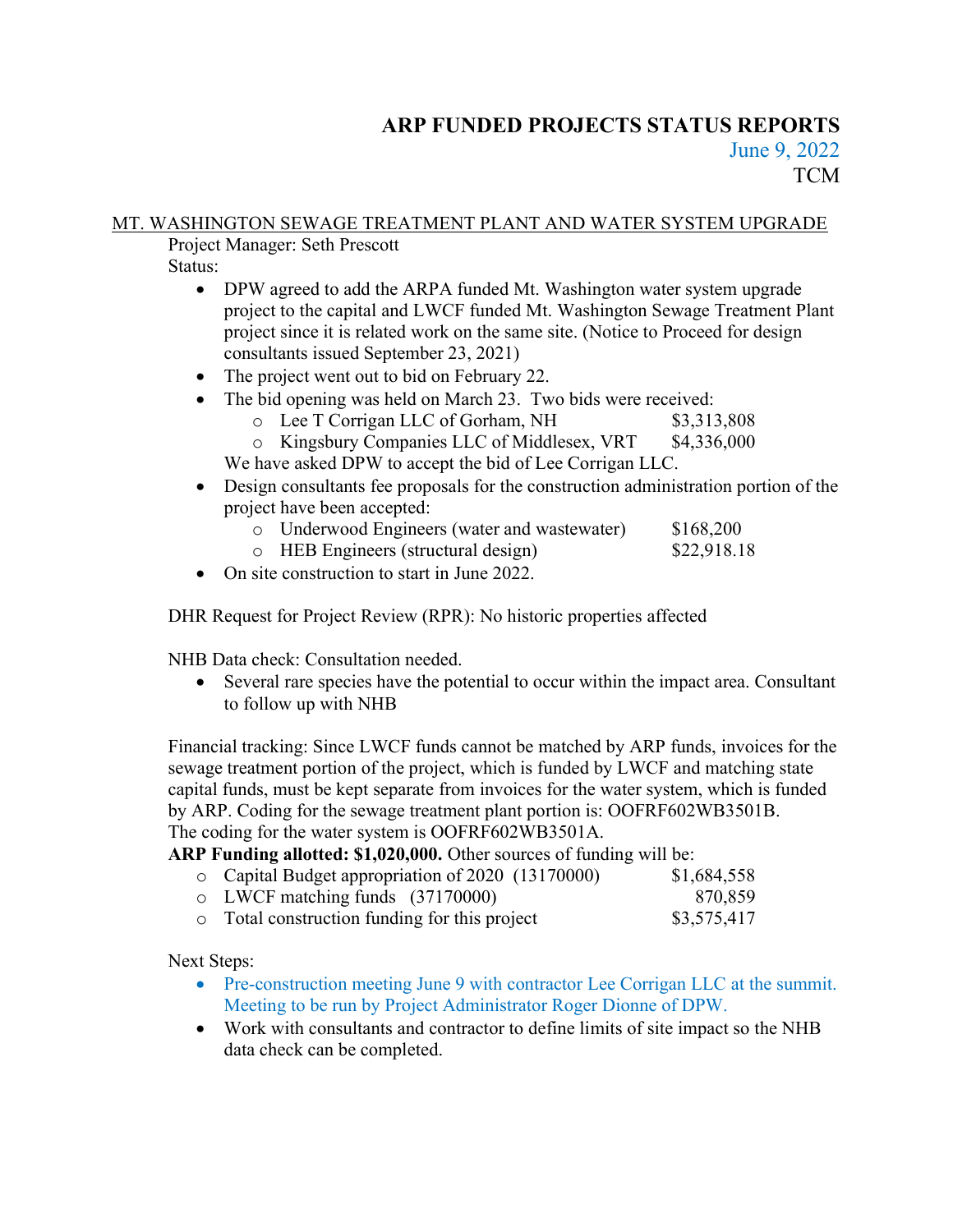# ARP FUNDED PROJECTS STATUS REPORTS

June 9, 2022

TCM

## MT. WASHINGTON SEWAGE TREATMENT PLANT AND WATER SYSTEM UPGRADE

Project Manager: Seth Prescott

Status:

- DPW agreed to add the ARPA funded Mt. Washington water system upgrade project to the capital and LWCF funded Mt. Washington Sewage Treatment Plant project since it is related work on the same site. (Notice to Proceed for design consultants issued September 23, 2021)
- The project went out to bid on February 22.
- The bid opening was held on March 23. Two bids were received:
  - Lee T Corrigan LLC of Gorham, NH — $3,313,808
  - Kingsbury Companies LLC of Middlesex, VRT — $4,336,000

  We have asked DPW to accept the bid of Lee Corrigan LLC.
- Design consultants fee proposals for the construction administration portion of the project have been accepted:
  - Underwood Engineers (water and wastewater) — $168,200
  - HEB Engineers (structural design) — $22,918.18
- On site construction to start in June 2022.

DHR Request for Project Review (RPR): No historic properties affected

NHB Data check: Consultation needed.

- Several rare species have the potential to occur within the impact area. Consultant to follow up with NHB

Financial tracking: Since LWCF funds cannot be matched by ARP funds, invoices for the sewage treatment portion of the project, which is funded by LWCF and matching state capital funds, must be kept separate from invoices for the water system, which is funded by ARP. Coding for the sewage treatment plant portion is: OOFRF602WB3501B. The coding for the water system is OOFRF602WB3501A.

**ARP Funding allotted: $1,020,000.** Other sources of funding will be:

- Capital Budget appropriation of 2020 (13170000) — $1,684,558
- LWCF matching funds (37170000) — 870,859
- Total construction funding for this project — $3,575,417

Next Steps:

- Pre-construction meeting June 9 with contractor Lee Corrigan LLC at the summit. Meeting to be run by Project Administrator Roger Dionne of DPW.
- Work with consultants and contractor to define limits of site impact so the NHB data check can be completed.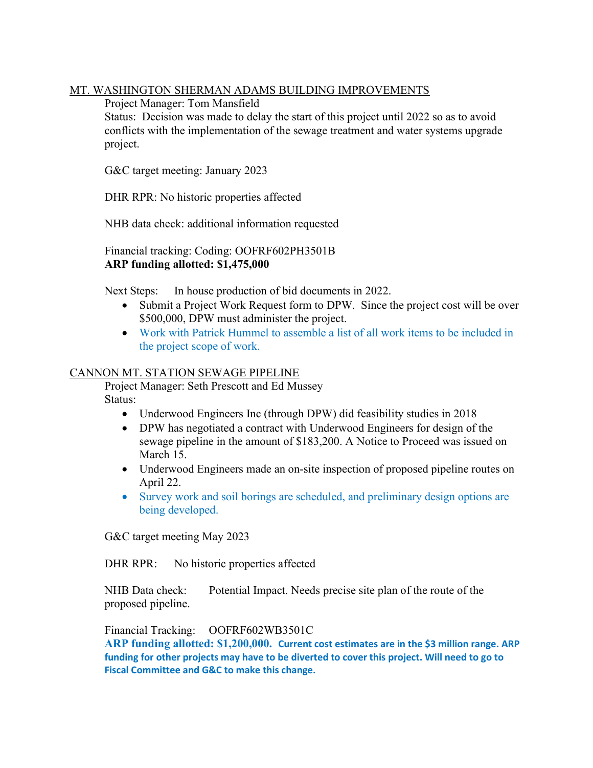MT. WASHINGTON SHERMAN ADAMS BUILDING IMPROVEMENTS

Project Manager: Tom Mansfield

Status: Decision was made to delay the start of this project until 2022 so as to avoid conflicts with the implementation of the sewage treatment and water systems upgrade project.

G&C target meeting: January 2023

DHR RPR: No historic properties affected

NHB data check: additional information requested

Financial tracking: Coding: OOFRF602PH3501B
**ARP funding allotted: $1,475,000**

Next Steps: In house production of bid documents in 2022.

- Submit a Project Work Request form to DPW. Since the project cost will be over $500,000, DPW must administer the project.
- Work with Patrick Hummel to assemble a list of all work items to be included in the project scope of work.

CANNON MT. STATION SEWAGE PIPELINE

Project Manager: Seth Prescott and Ed Mussey

Status:

- Underwood Engineers Inc (through DPW) did feasibility studies in 2018
- DPW has negotiated a contract with Underwood Engineers for design of the sewage pipeline in the amount of $183,200. A Notice to Proceed was issued on March 15.
- Underwood Engineers made an on-site inspection of proposed pipeline routes on April 22.
- Survey work and soil borings are scheduled, and preliminary design options are being developed.

G&C target meeting May 2023

DHR RPR: No historic properties affected

NHB Data check: Potential Impact. Needs precise site plan of the route of the proposed pipeline.

Financial Tracking: OOFRF602WB3501C
**ARP funding allotted: $1,200,000. Current cost estimates are in the $3 million range. ARP funding for other projects may have to be diverted to cover this project. Will need to go to Fiscal Committee and G&C to make this change.**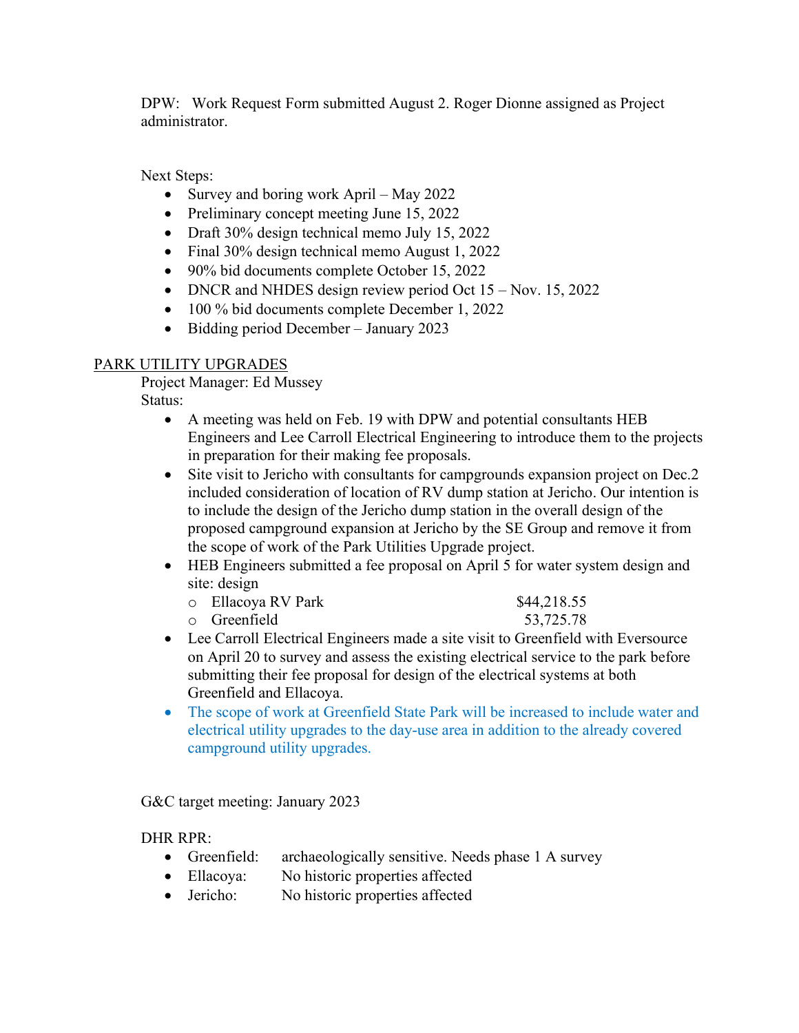DPW: Work Request Form submitted August 2. Roger Dionne assigned as Project administrator.

Next Steps:

- Survey and boring work April – May 2022
- Preliminary concept meeting June 15, 2022
- Draft 30% design technical memo July 15, 2022
- Final 30% design technical memo August 1, 2022
- 90% bid documents complete October 15, 2022
- DNCR and NHDES design review period Oct 15 – Nov. 15, 2022
- 100 % bid documents complete December 1, 2022
- Bidding period December – January 2023

PARK UTILITY UPGRADES

Project Manager: Ed Mussey

Status:

- A meeting was held on Feb. 19 with DPW and potential consultants HEB Engineers and Lee Carroll Electrical Engineering to introduce them to the projects in preparation for their making fee proposals.
- Site visit to Jericho with consultants for campgrounds expansion project on Dec.2 included consideration of location of RV dump station at Jericho. Our intention is to include the design of the Jericho dump station in the overall design of the proposed campground expansion at Jericho by the SE Group and remove it from the scope of work of the Park Utilities Upgrade project.
- HEB Engineers submitted a fee proposal on April 5 for water system design and site: design
    - Ellacoya RV Park $44,218.55
    - Greenfield 53,725.78
- Lee Carroll Electrical Engineers made a site visit to Greenfield with Eversource on April 20 to survey and assess the existing electrical service to the park before submitting their fee proposal for design of the electrical systems at both Greenfield and Ellacoya.
- The scope of work at Greenfield State Park will be increased to include water and electrical utility upgrades to the day-use area in addition to the already covered campground utility upgrades.

G&C target meeting: January 2023

DHR RPR:

- Greenfield: archaeologically sensitive. Needs phase 1 A survey
- Ellacoya: No historic properties affected
- Jericho: No historic properties affected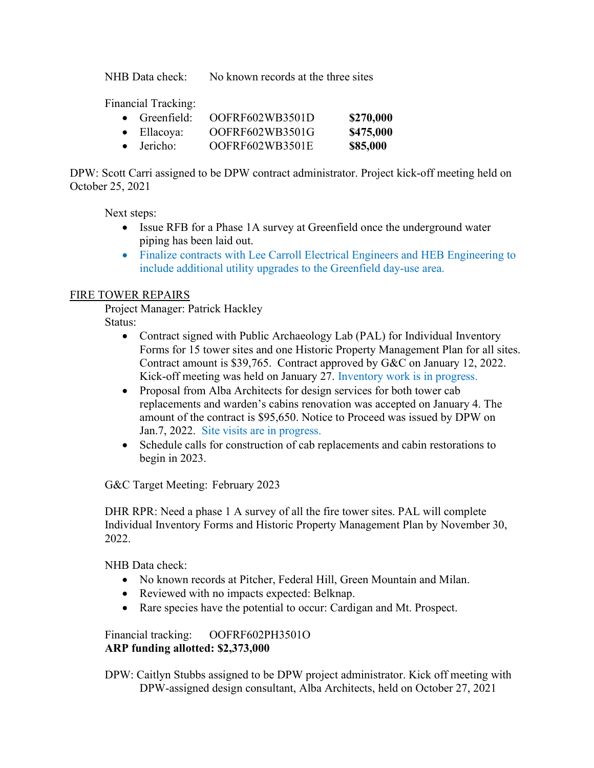NHB Data check: No known records at the three sites

Financial Tracking:

- Greenfield: OOFRF602WB3501D **$270,000**
- Ellacoya: OOFRF602WB3501G **$475,000**
- Jericho: OOFRF602WB3501E **$85,000**

DPW: Scott Carri assigned to be DPW contract administrator. Project kick-off meeting held on October 25, 2021

Next steps:

- Issue RFB for a Phase 1A survey at Greenfield once the underground water piping has been laid out.
- Finalize contracts with Lee Carroll Electrical Engineers and HEB Engineering to include additional utility upgrades to the Greenfield day-use area.

FIRE TOWER REPAIRS

Project Manager: Patrick Hackley

Status:

- Contract signed with Public Archaeology Lab (PAL) for Individual Inventory Forms for 15 tower sites and one Historic Property Management Plan for all sites. Contract amount is $39,765. Contract approved by G&C on January 12, 2022. Kick-off meeting was held on January 27. Inventory work is in progress.
- Proposal from Alba Architects for design services for both tower cab replacements and warden's cabins renovation was accepted on January 4. The amount of the contract is $95,650. Notice to Proceed was issued by DPW on Jan.7, 2022. Site visits are in progress.
- Schedule calls for construction of cab replacements and cabin restorations to begin in 2023.

G&C Target Meeting: February 2023

DHR RPR: Need a phase 1 A survey of all the fire tower sites. PAL will complete Individual Inventory Forms and Historic Property Management Plan by November 30, 2022.

NHB Data check:

- No known records at Pitcher, Federal Hill, Green Mountain and Milan.
- Reviewed with no impacts expected: Belknap.
- Rare species have the potential to occur: Cardigan and Mt. Prospect.

Financial tracking: OOFRF602PH3501O

**ARP funding allotted: $2,373,000**

DPW: Caitlyn Stubbs assigned to be DPW project administrator. Kick off meeting with DPW-assigned design consultant, Alba Architects, held on October 27, 2021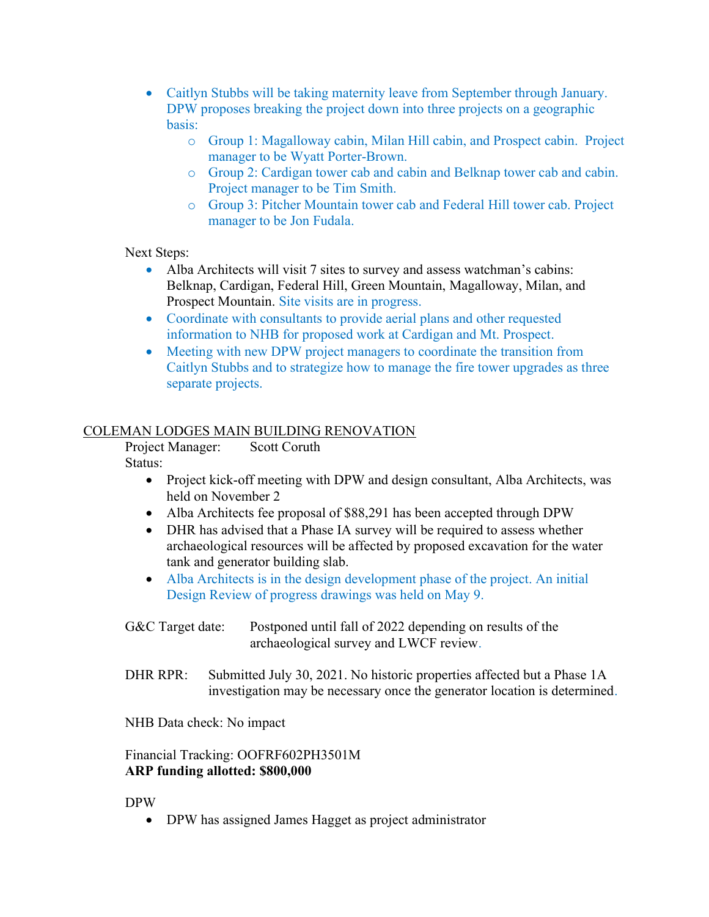- Caitlyn Stubbs will be taking maternity leave from September through January. DPW proposes breaking the project down into three projects on a geographic basis:
    - Group 1: Magalloway cabin, Milan Hill cabin, and Prospect cabin. Project manager to be Wyatt Porter-Brown.
    - Group 2: Cardigan tower cab and cabin and Belknap tower cab and cabin. Project manager to be Tim Smith.
    - Group 3: Pitcher Mountain tower cab and Federal Hill tower cab. Project manager to be Jon Fudala.

Next Steps:

- Alba Architects will visit 7 sites to survey and assess watchman's cabins: Belknap, Cardigan, Federal Hill, Green Mountain, Magalloway, Milan, and Prospect Mountain. Site visits are in progress.
- Coordinate with consultants to provide aerial plans and other requested information to NHB for proposed work at Cardigan and Mt. Prospect.
- Meeting with new DPW project managers to coordinate the transition from Caitlyn Stubbs and to strategize how to manage the fire tower upgrades as three separate projects.

COLEMAN LODGES MAIN BUILDING RENOVATION

Project Manager: Scott Coruth

Status:

- Project kick-off meeting with DPW and design consultant, Alba Architects, was held on November 2
- Alba Architects fee proposal of $88,291 has been accepted through DPW
- DHR has advised that a Phase IA survey will be required to assess whether archaeological resources will be affected by proposed excavation for the water tank and generator building slab.
- Alba Architects is in the design development phase of the project. An initial Design Review of progress drawings was held on May 9.

G&C Target date: Postponed until fall of 2022 depending on results of the archaeological survey and LWCF review.

DHR RPR: Submitted July 30, 2021. No historic properties affected but a Phase 1A investigation may be necessary once the generator location is determined.

NHB Data check: No impact

Financial Tracking: OOFRF602PH3501M

**ARP funding allotted: $800,000**

DPW

- DPW has assigned James Hagget as project administrator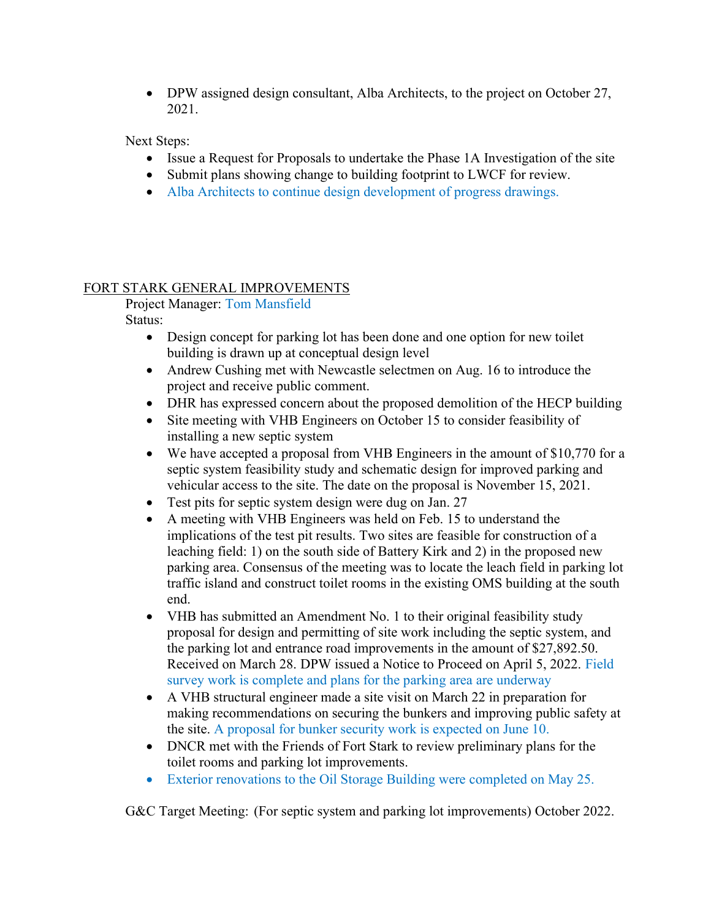- DPW assigned design consultant, Alba Architects, to the project on October 27, 2021.

Next Steps:

- Issue a Request for Proposals to undertake the Phase 1A Investigation of the site
- Submit plans showing change to building footprint to LWCF for review.
- Alba Architects to continue design development of progress drawings.

<u>FORT STARK GENERAL IMPROVEMENTS</u>

Project Manager: Tom Mansfield

Status:

- Design concept for parking lot has been done and one option for new toilet building is drawn up at conceptual design level
- Andrew Cushing met with Newcastle selectmen on Aug. 16 to introduce the project and receive public comment.
- DHR has expressed concern about the proposed demolition of the HECP building
- Site meeting with VHB Engineers on October 15 to consider feasibility of installing a new septic system
- We have accepted a proposal from VHB Engineers in the amount of $10,770 for a septic system feasibility study and schematic design for improved parking and vehicular access to the site. The date on the proposal is November 15, 2021.
- Test pits for septic system design were dug on Jan. 27
- A meeting with VHB Engineers was held on Feb. 15 to understand the implications of the test pit results. Two sites are feasible for construction of a leaching field: 1) on the south side of Battery Kirk and 2) in the proposed new parking area. Consensus of the meeting was to locate the leach field in parking lot traffic island and construct toilet rooms in the existing OMS building at the south end.
- VHB has submitted an Amendment No. 1 to their original feasibility study proposal for design and permitting of site work including the septic system, and the parking lot and entrance road improvements in the amount of $27,892.50. Received on March 28. DPW issued a Notice to Proceed on April 5, 2022. Field survey work is complete and plans for the parking area are underway
- A VHB structural engineer made a site visit on March 22 in preparation for making recommendations on securing the bunkers and improving public safety at the site. A proposal for bunker security work is expected on June 10.
- DNCR met with the Friends of Fort Stark to review preliminary plans for the toilet rooms and parking lot improvements.
- Exterior renovations to the Oil Storage Building were completed on May 25.

G&C Target Meeting: (For septic system and parking lot improvements) October 2022.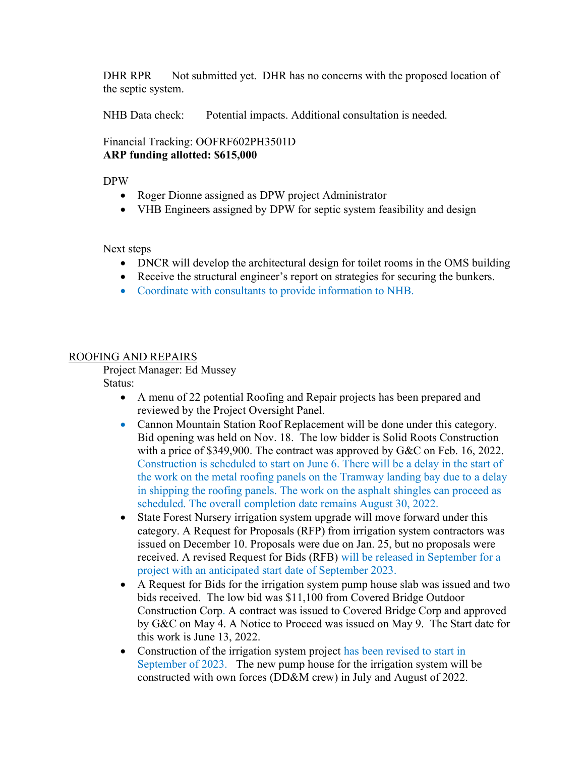DHR RPR Not submitted yet. DHR has no concerns with the proposed location of the septic system.

NHB Data check: Potential impacts. Additional consultation is needed.

Financial Tracking: OOFRF602PH3501D
**ARP funding allotted: $615,000**

DPW

- Roger Dionne assigned as DPW project Administrator
- VHB Engineers assigned by DPW for septic system feasibility and design

Next steps

- DNCR will develop the architectural design for toilet rooms in the OMS building
- Receive the structural engineer's report on strategies for securing the bunkers.
- Coordinate with consultants to provide information to NHB.

## ROOFING AND REPAIRS

Project Manager: Ed Mussey
Status:

- A menu of 22 potential Roofing and Repair projects has been prepared and reviewed by the Project Oversight Panel.
- Cannon Mountain Station Roof Replacement will be done under this category. Bid opening was held on Nov. 18. The low bidder is Solid Roots Construction with a price of $349,900. The contract was approved by G&C on Feb. 16, 2022. Construction is scheduled to start on June 6. There will be a delay in the start of the work on the metal roofing panels on the Tramway landing bay due to a delay in shipping the roofing panels. The work on the asphalt shingles can proceed as scheduled. The overall completion date remains August 30, 2022.
- State Forest Nursery irrigation system upgrade will move forward under this category. A Request for Proposals (RFP) from irrigation system contractors was issued on December 10. Proposals were due on Jan. 25, but no proposals were received. A revised Request for Bids (RFB) will be released in September for a project with an anticipated start date of September 2023.
- A Request for Bids for the irrigation system pump house slab was issued and two bids received. The low bid was $11,100 from Covered Bridge Outdoor Construction Corp. A contract was issued to Covered Bridge Corp and approved by G&C on May 4. A Notice to Proceed was issued on May 9. The Start date for this work is June 13, 2022.
- Construction of the irrigation system project has been revised to start in September of 2023. The new pump house for the irrigation system will be constructed with own forces (DD&M crew) in July and August of 2022.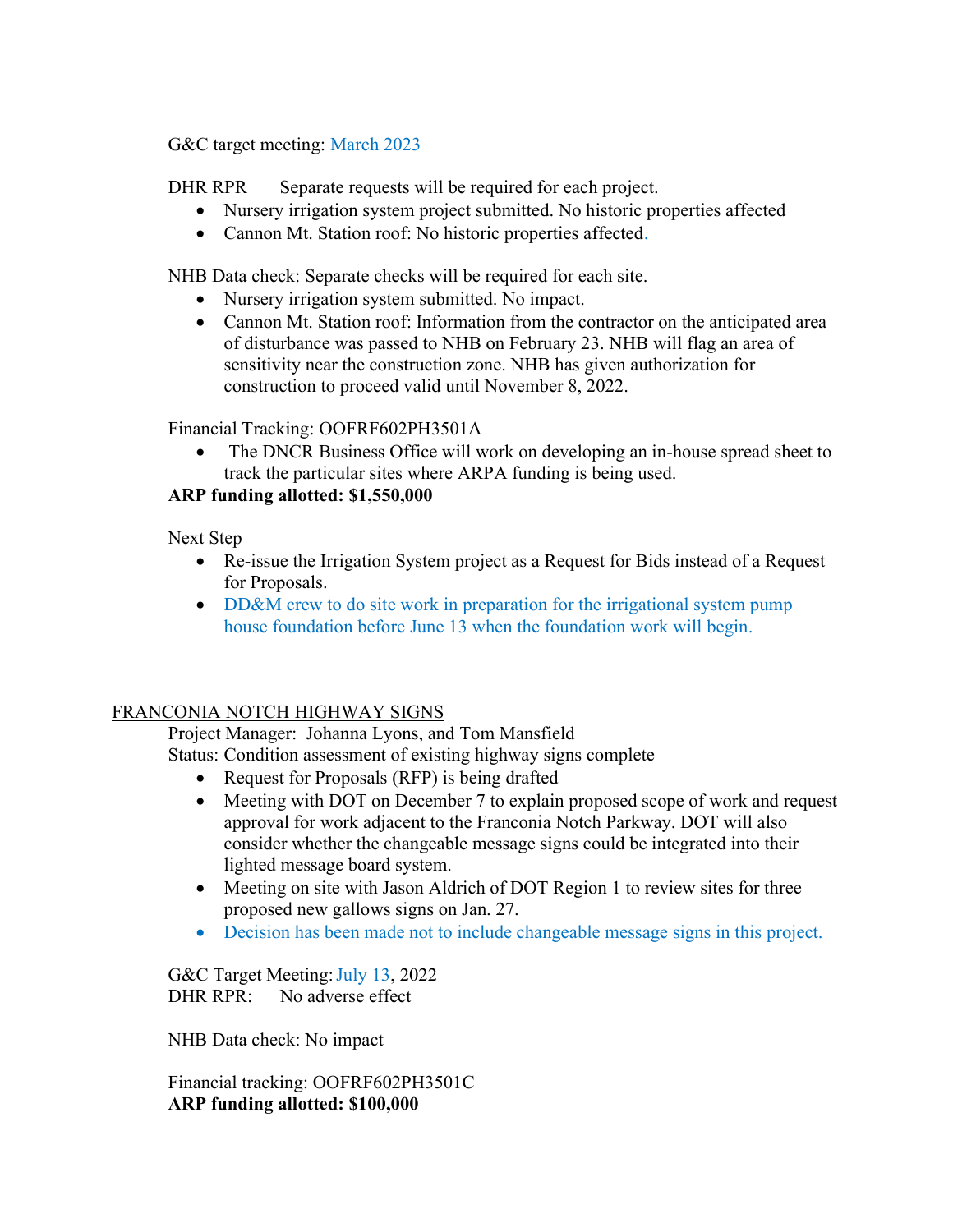G&C target meeting: March 2023

DHR RPR Separate requests will be required for each project.

- Nursery irrigation system project submitted. No historic properties affected
- Cannon Mt. Station roof: No historic properties affected.

NHB Data check: Separate checks will be required for each site.

- Nursery irrigation system submitted. No impact.
- Cannon Mt. Station roof: Information from the contractor on the anticipated area of disturbance was passed to NHB on February 23. NHB will flag an area of sensitivity near the construction zone. NHB has given authorization for construction to proceed valid until November 8, 2022.

Financial Tracking: OOFRF602PH3501A

- The DNCR Business Office will work on developing an in-house spread sheet to track the particular sites where ARPA funding is being used.

**ARP funding allotted: $1,550,000**

Next Step

- Re-issue the Irrigation System project as a Request for Bids instead of a Request for Proposals.
- DD&M crew to do site work in preparation for the irrigational system pump house foundation before June 13 when the foundation work will begin.

FRANCONIA NOTCH HIGHWAY SIGNS

Project Manager: Johanna Lyons, and Tom Mansfield

Status: Condition assessment of existing highway signs complete

- Request for Proposals (RFP) is being drafted
- Meeting with DOT on December 7 to explain proposed scope of work and request approval for work adjacent to the Franconia Notch Parkway. DOT will also consider whether the changeable message signs could be integrated into their lighted message board system.
- Meeting on site with Jason Aldrich of DOT Region 1 to review sites for three proposed new gallows signs on Jan. 27.
- Decision has been made not to include changeable message signs in this project.

G&C Target Meeting: July 13, 2022

DHR RPR: No adverse effect

NHB Data check: No impact

Financial tracking: OOFRF602PH3501C

**ARP funding allotted: $100,000**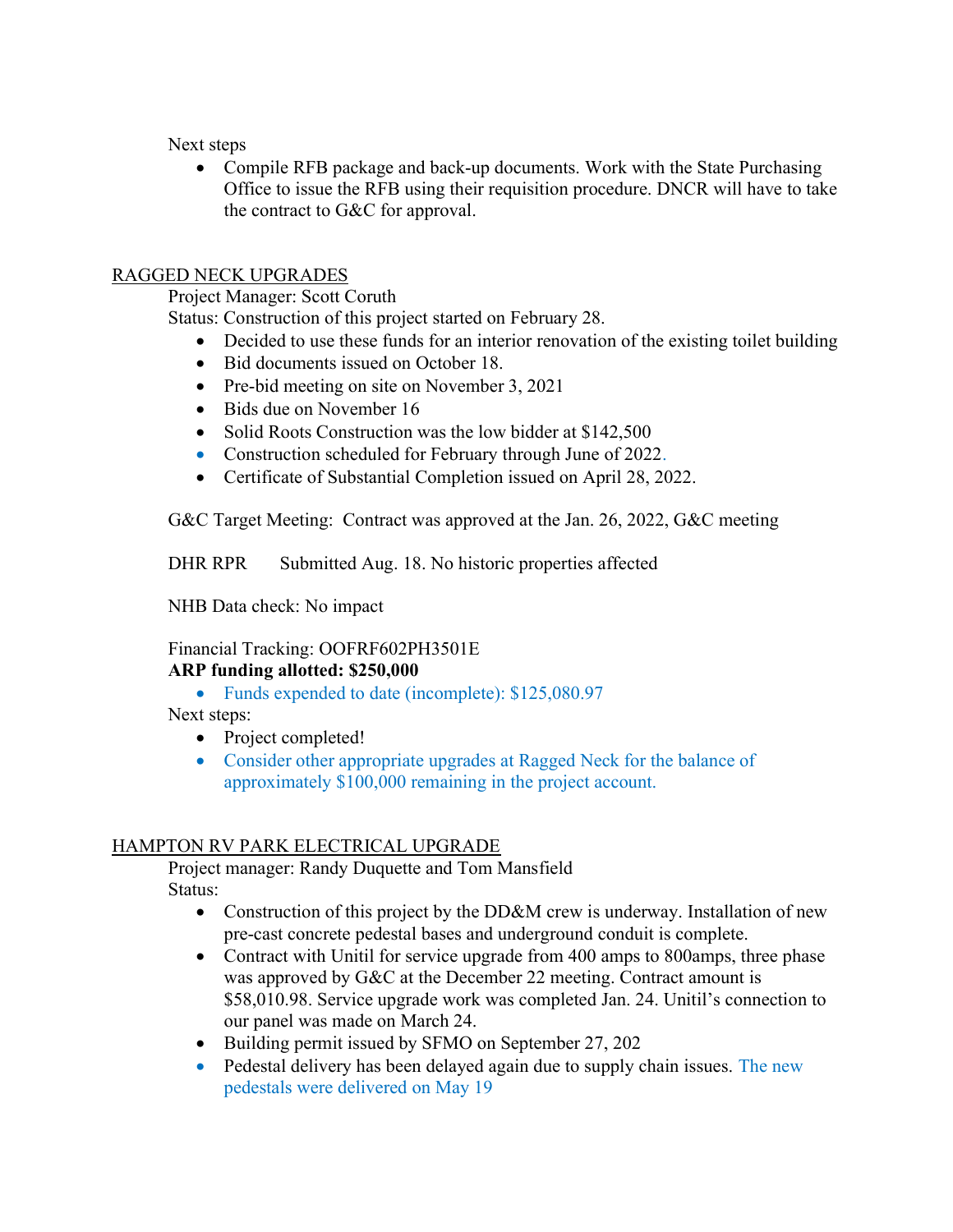Next steps

- Compile RFB package and back-up documents. Work with the State Purchasing Office to issue the RFB using their requisition procedure. DNCR will have to take the contract to G&C for approval.

## RAGGED NECK UPGRADES

Project Manager: Scott Coruth

Status: Construction of this project started on February 28.

- Decided to use these funds for an interior renovation of the existing toilet building
- Bid documents issued on October 18.
- Pre-bid meeting on site on November 3, 2021
- Bids due on November 16
- Solid Roots Construction was the low bidder at $142,500
- Construction scheduled for February through June of 2022.
- Certificate of Substantial Completion issued on April 28, 2022.

G&C Target Meeting: Contract was approved at the Jan. 26, 2022, G&C meeting

DHR RPR Submitted Aug. 18. No historic properties affected

NHB Data check: No impact

Financial Tracking: OOFRF602PH3501E

**ARP funding allotted: $250,000**

- Funds expended to date (incomplete): $125,080.97

Next steps:

- Project completed!
- Consider other appropriate upgrades at Ragged Neck for the balance of approximately $100,000 remaining in the project account.

## HAMPTON RV PARK ELECTRICAL UPGRADE

Project manager: Randy Duquette and Tom Mansfield

Status:

- Construction of this project by the DD&M crew is underway. Installation of new pre-cast concrete pedestal bases and underground conduit is complete.
- Contract with Unitil for service upgrade from 400 amps to 800amps, three phase was approved by G&C at the December 22 meeting. Contract amount is $58,010.98. Service upgrade work was completed Jan. 24. Unitil's connection to our panel was made on March 24.
- Building permit issued by SFMO on September 27, 202
- Pedestal delivery has been delayed again due to supply chain issues. The new pedestals were delivered on May 19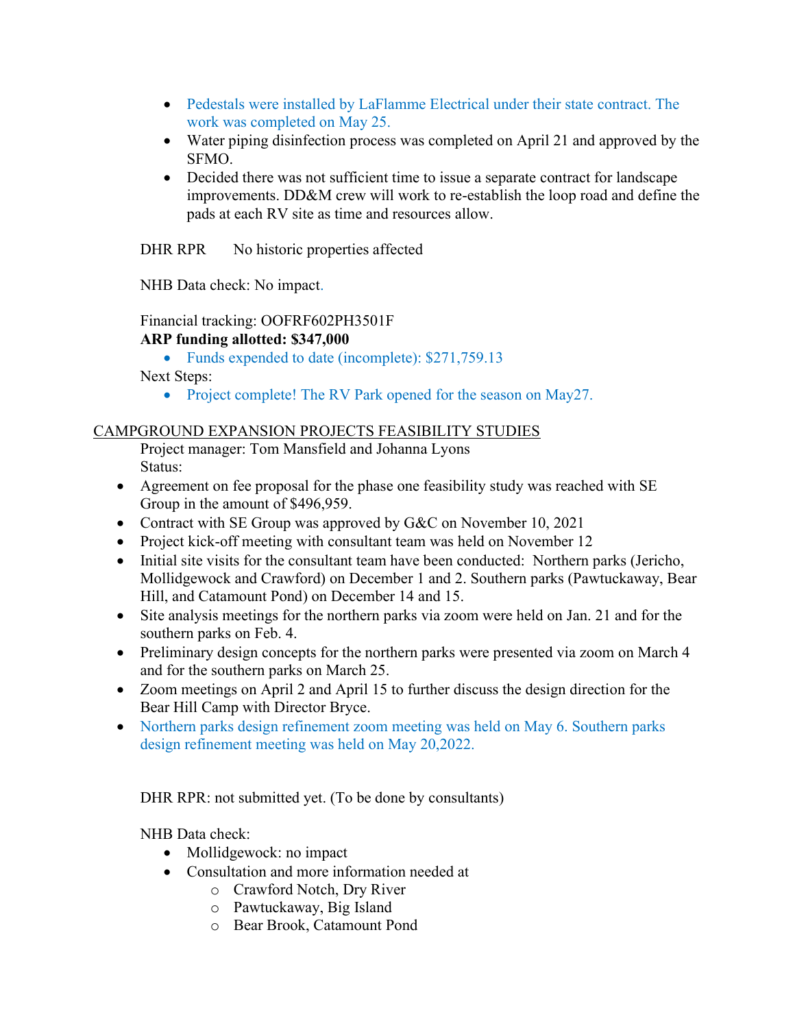- Pedestals were installed by LaFlamme Electrical under their state contract. The work was completed on May 25.
- Water piping disinfection process was completed on April 21 and approved by the SFMO.
- Decided there was not sufficient time to issue a separate contract for landscape improvements. DD&M crew will work to re-establish the loop road and define the pads at each RV site as time and resources allow.

DHR RPR No historic properties affected

NHB Data check: No impact.

Financial tracking: OOFRF602PH3501F

**ARP funding allotted: $347,000**

- Funds expended to date (incomplete): $271,759.13

Next Steps:

- Project complete! The RV Park opened for the season on May27.

<u>CAMPGROUND EXPANSION PROJECTS FEASIBILITY STUDIES</u>

Project manager: Tom Mansfield and Johanna Lyons

Status:

- Agreement on fee proposal for the phase one feasibility study was reached with SE Group in the amount of $496,959.
- Contract with SE Group was approved by G&C on November 10, 2021
- Project kick-off meeting with consultant team was held on November 12
- Initial site visits for the consultant team have been conducted: Northern parks (Jericho, Mollidgewock and Crawford) on December 1 and 2. Southern parks (Pawtuckaway, Bear Hill, and Catamount Pond) on December 14 and 15.
- Site analysis meetings for the northern parks via zoom were held on Jan. 21 and for the southern parks on Feb. 4.
- Preliminary design concepts for the northern parks were presented via zoom on March 4 and for the southern parks on March 25.
- Zoom meetings on April 2 and April 15 to further discuss the design direction for the Bear Hill Camp with Director Bryce.
- Northern parks design refinement zoom meeting was held on May 6. Southern parks design refinement meeting was held on May 20,2022.

DHR RPR: not submitted yet. (To be done by consultants)

NHB Data check:

- Mollidgewock: no impact
- Consultation and more information needed at
  - Crawford Notch, Dry River
  - Pawtuckaway, Big Island
  - Bear Brook, Catamount Pond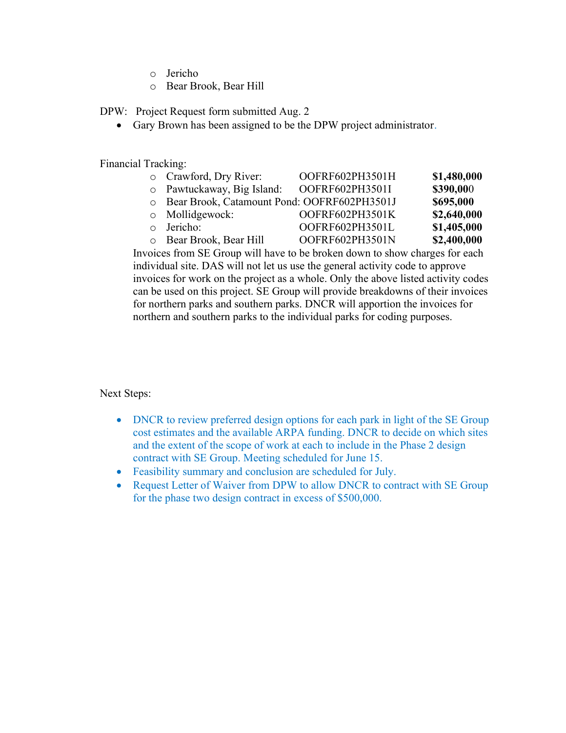- Jericho
- Bear Brook, Bear Hill

DPW: Project Request form submitted Aug. 2

- Gary Brown has been assigned to be the DPW project administrator.

Financial Tracking:

| | | |
|---|---|---|
| Crawford, Dry River: | OOFRF602PH3501H | **$1,480,000** |
| Pawtuckaway, Big Island: | OOFRF602PH3501I | **$390,000** |
| Bear Brook, Catamount Pond: | OOFRF602PH3501J | **$695,000** |
| Mollidgewock: | OOFRF602PH3501K | **$2,640,000** |
| Jericho: | OOFRF602PH3501L | **$1,405,000** |
| Bear Brook, Bear Hill | OOFRF602PH3501N | **$2,400,000** |

Invoices from SE Group will have to be broken down to show charges for each individual site. DAS will not let us use the general activity code to approve invoices for work on the project as a whole. Only the above listed activity codes can be used on this project. SE Group will provide breakdowns of their invoices for northern parks and southern parks. DNCR will apportion the invoices for northern and southern parks to the individual parks for coding purposes.

Next Steps:

- DNCR to review preferred design options for each park in light of the SE Group cost estimates and the available ARPA funding. DNCR to decide on which sites and the extent of the scope of work at each to include in the Phase 2 design contract with SE Group. Meeting scheduled for June 15.
- Feasibility summary and conclusion are scheduled for July.
- Request Letter of Waiver from DPW to allow DNCR to contract with SE Group for the phase two design contract in excess of $500,000.